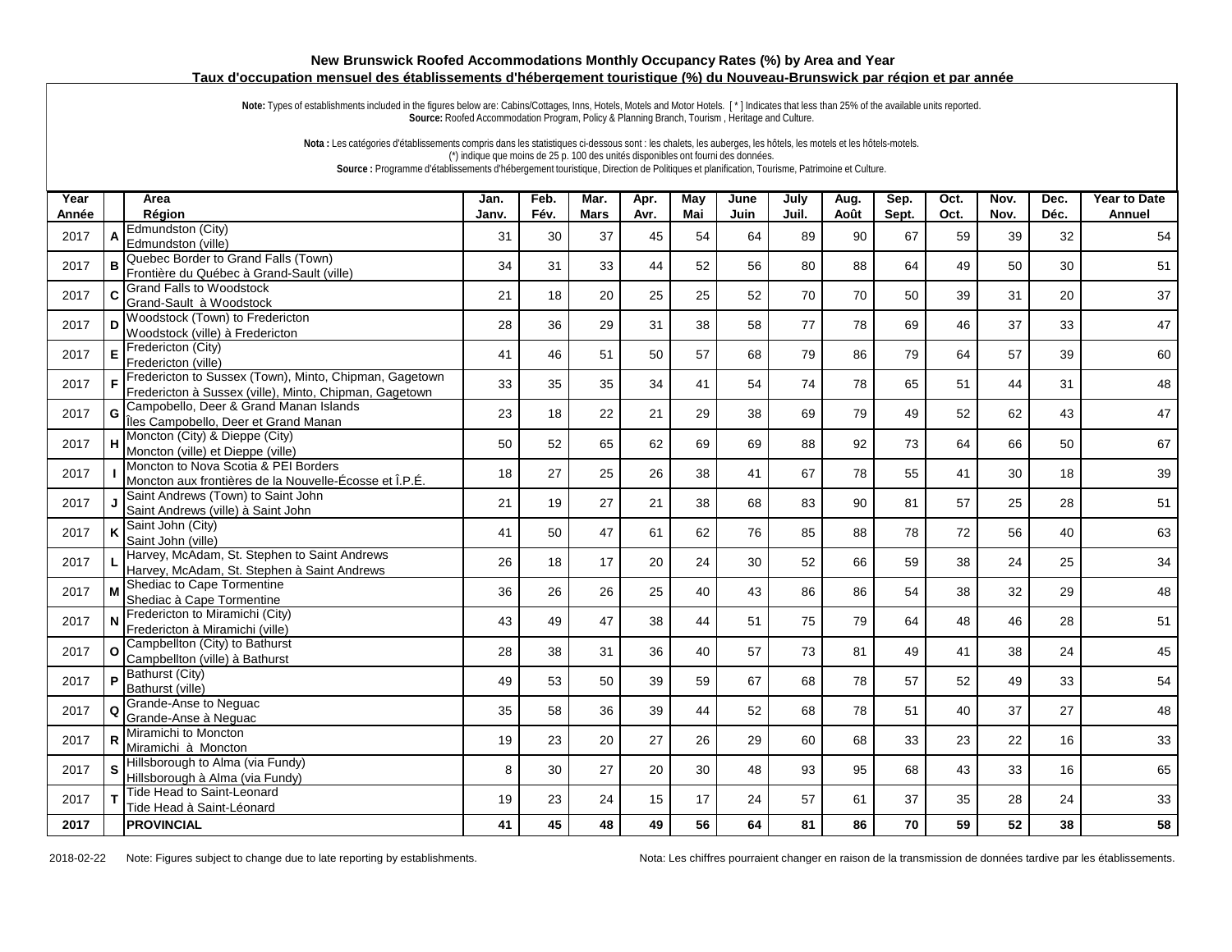# New Brunswick Roofed Accommodations Monthly Occupancy Rates (%) by Area and Year

## Taux d'occupation mensuel des établissements d'hébergement touristique (%) du Nouveau-Brunswick par région et par année

**Note:** Types of establishments included in the figures below are: Cabins/Cottages, Inns, Hotels, Motels and Motor Hotels. [ * ] Indicates that less than 25% of the available units reported.
**Source:** Roofed Accommodation Program, Policy & Planning Branch, Tourism , Heritage and Culture.

**Nota :** Les catégories d'établissements compris dans les statistiques ci-dessous sont : les chalets, les auberges, les hôtels, les motels et les hôtels-motels.
(*) indique que moins de 25 p. 100 des unités disponibles ont fourni des données.
**Source :** Programme d'établissements d'hébergement touristique, Direction de Politiques et planification, Tourisme, Patrimoine et Culture.

| Year<br>Année | | Area<br>Région | Jan.<br>Janv. | Feb.<br>Fév. | Mar.<br>Mars | Apr.<br>Avr. | May<br>Mai | June<br>Juin | July<br>Juil. | Aug.<br>Août | Sep.<br>Sept. | Oct.<br>Oct. | Nov.<br>Nov. | Dec.<br>Déc. | Year to Date<br>Annuel |
|---|---|---|---|---|---|---|---|---|---|---|---|---|---|---|---|
| 2017 | A | Edmundston (City)<br>Edmundston (ville) | 31 | 30 | 37 | 45 | 54 | 64 | 89 | 90 | 67 | 59 | 39 | 32 | 54 |
| 2017 | B | Quebec Border to Grand Falls (Town)<br>Frontière du Québec à Grand-Sault (ville) | 34 | 31 | 33 | 44 | 52 | 56 | 80 | 88 | 64 | 49 | 50 | 30 | 51 |
| 2017 | C | Grand Falls to Woodstock<br>Grand-Sault à Woodstock | 21 | 18 | 20 | 25 | 25 | 52 | 70 | 70 | 50 | 39 | 31 | 20 | 37 |
| 2017 | D | Woodstock (Town) to Fredericton<br>Woodstock (ville) à Fredericton | 28 | 36 | 29 | 31 | 38 | 58 | 77 | 78 | 69 | 46 | 37 | 33 | 47 |
| 2017 | E | Fredericton (City)<br>Fredericton (ville) | 41 | 46 | 51 | 50 | 57 | 68 | 79 | 86 | 79 | 64 | 57 | 39 | 60 |
| 2017 | F | Fredericton to Sussex (Town), Minto, Chipman, Gagetown<br>Fredericton à Sussex (ville), Minto, Chipman, Gagetown | 33 | 35 | 35 | 34 | 41 | 54 | 74 | 78 | 65 | 51 | 44 | 31 | 48 |
| 2017 | G | Campobello, Deer & Grand Manan Islands<br>Îles Campobello, Deer et Grand Manan | 23 | 18 | 22 | 21 | 29 | 38 | 69 | 79 | 49 | 52 | 62 | 43 | 47 |
| 2017 | H | Moncton (City) & Dieppe (City)<br>Moncton (ville) et Dieppe (ville) | 50 | 52 | 65 | 62 | 69 | 69 | 88 | 92 | 73 | 64 | 66 | 50 | 67 |
| 2017 | I | Moncton to Nova Scotia & PEI Borders<br>Moncton aux frontières de la Nouvelle-Écosse et Î.P.É. | 18 | 27 | 25 | 26 | 38 | 41 | 67 | 78 | 55 | 41 | 30 | 18 | 39 |
| 2017 | J | Saint Andrews (Town) to Saint John<br>Saint Andrews (ville) à Saint John | 21 | 19 | 27 | 21 | 38 | 68 | 83 | 90 | 81 | 57 | 25 | 28 | 51 |
| 2017 | K | Saint John (City)<br>Saint John (ville) | 41 | 50 | 47 | 61 | 62 | 76 | 85 | 88 | 78 | 72 | 56 | 40 | 63 |
| 2017 | L | Harvey, McAdam, St. Stephen to Saint Andrews<br>Harvey, McAdam, St. Stephen à Saint Andrews | 26 | 18 | 17 | 20 | 24 | 30 | 52 | 66 | 59 | 38 | 24 | 25 | 34 |
| 2017 | M | Shediac to Cape Tormentine<br>Shediac à Cape Tormentine | 36 | 26 | 26 | 25 | 40 | 43 | 86 | 86 | 54 | 38 | 32 | 29 | 48 |
| 2017 | N | Fredericton to Miramichi (City)<br>Fredericton à Miramichi (ville) | 43 | 49 | 47 | 38 | 44 | 51 | 75 | 79 | 64 | 48 | 46 | 28 | 51 |
| 2017 | O | Campbellton (City) to Bathurst<br>Campbellton (ville) à Bathurst | 28 | 38 | 31 | 36 | 40 | 57 | 73 | 81 | 49 | 41 | 38 | 24 | 45 |
| 2017 | P | Bathurst (City)<br>Bathurst (ville) | 49 | 53 | 50 | 39 | 59 | 67 | 68 | 78 | 57 | 52 | 49 | 33 | 54 |
| 2017 | Q | Grande-Anse to Neguac<br>Grande-Anse à Neguac | 35 | 58 | 36 | 39 | 44 | 52 | 68 | 78 | 51 | 40 | 37 | 27 | 48 |
| 2017 | R | Miramichi to Moncton<br>Miramichi à Moncton | 19 | 23 | 20 | 27 | 26 | 29 | 60 | 68 | 33 | 23 | 22 | 16 | 33 |
| 2017 | S | Hillsborough to Alma (via Fundy)<br>Hillsborough à Alma (via Fundy) | 8 | 30 | 27 | 20 | 30 | 48 | 93 | 95 | 68 | 43 | 33 | 16 | 65 |
| 2017 | T | Tide Head to Saint-Leonard<br>Tide Head à Saint-Léonard | 19 | 23 | 24 | 15 | 17 | 24 | 57 | 61 | 37 | 35 | 28 | 24 | 33 |
| **2017** | | **PROVINCIAL** | **41** | **45** | **48** | **49** | **56** | **64** | **81** | **86** | **70** | **59** | **52** | **38** | **58** |

2018-02-22 Note: Figures subject to change due to late reporting by establishments.

Nota: Les chiffres pourraient changer en raison de la transmission de données tardive par les établissements.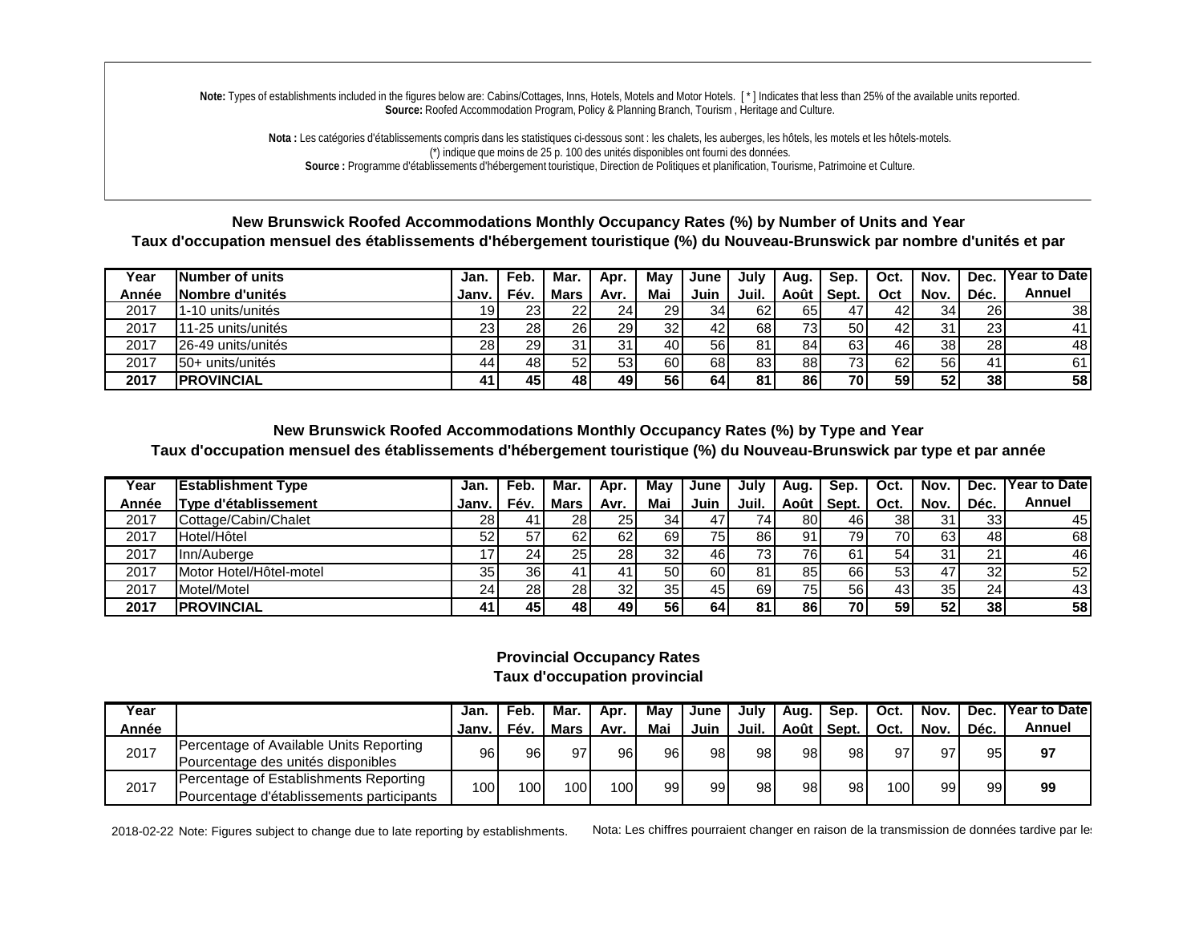**Note:** Types of establishments included in the figures below are: Cabins/Cottages, Inns, Hotels, Motels and Motor Hotels. [ * ] Indicates that less than 25% of the available units reported.
**Source:** Roofed Accommodation Program, Policy & Planning Branch, Tourism , Heritage and Culture.

**Nota :** Les catégories d'établissements compris dans les statistiques ci-dessous sont : les chalets, les auberges, les hôtels, les motels et les hôtels-motels.
(*) indique que moins de 25 p. 100 des unités disponibles ont fourni des données.
**Source :** Programme d'établissements d'hébergement touristique, Direction de Politiques et planification, Tourisme, Patrimoine et Culture.

## New Brunswick Roofed Accommodations Monthly Occupancy Rates (%) by Number of Units and Year
## Taux d'occupation mensuel des établissements d'hébergement touristique (%) du Nouveau-Brunswick par nombre d'unités et par

| Year Année | Number of units Nombre d'unités | Jan. Janv. | Feb. Fév. | Mar. Mars | Apr. Avr. | May Mai | June Juin | July Juil. | Aug. Août | Sep. Sept. | Oct. Oct | Nov. Nov. | Dec. Déc. | Year to Date Annuel |
|---|---|---|---|---|---|---|---|---|---|---|---|---|---|---|
| 2017 | 1-10 units/unités | 19 | 23 | 22 | 24 | 29 | 34 | 62 | 65 | 47 | 42 | 34 | 26 | 38 |
| 2017 | 11-25 units/unités | 23 | 28 | 26 | 29 | 32 | 42 | 68 | 73 | 50 | 42 | 31 | 23 | 41 |
| 2017 | 26-49 units/unités | 28 | 29 | 31 | 31 | 40 | 56 | 81 | 84 | 63 | 46 | 38 | 28 | 48 |
| 2017 | 50+ units/unités | 44 | 48 | 52 | 53 | 60 | 68 | 83 | 88 | 73 | 62 | 56 | 41 | 61 |
| **2017** | **PROVINCIAL** | **41** | **45** | **48** | **49** | **56** | **64** | **81** | **86** | **70** | **59** | **52** | **38** | **58** |

## New Brunswick Roofed Accommodations Monthly Occupancy Rates (%) by Type and Year
## Taux d'occupation mensuel des établissements d'hébergement touristique (%) du Nouveau-Brunswick par type et par année

| Year Année | Establishment Type Type d'établissement | Jan. Janv. | Feb. Fév. | Mar. Mars | Apr. Avr. | May Mai | June Juin | July Juil. | Aug. Août | Sep. Sept. | Oct. Oct. | Nov. Nov. | Dec. Déc. | Year to Date Annuel |
|---|---|---|---|---|---|---|---|---|---|---|---|---|---|---|
| 2017 | Cottage/Cabin/Chalet | 28 | 41 | 28 | 25 | 34 | 47 | 74 | 80 | 46 | 38 | 31 | 33 | 45 |
| 2017 | Hotel/Hôtel | 52 | 57 | 62 | 62 | 69 | 75 | 86 | 91 | 79 | 70 | 63 | 48 | 68 |
| 2017 | Inn/Auberge | 17 | 24 | 25 | 28 | 32 | 46 | 73 | 76 | 61 | 54 | 31 | 21 | 46 |
| 2017 | Motor Hotel/Hôtel-motel | 35 | 36 | 41 | 41 | 50 | 60 | 81 | 85 | 66 | 53 | 47 | 32 | 52 |
| 2017 | Motel/Motel | 24 | 28 | 28 | 32 | 35 | 45 | 69 | 75 | 56 | 43 | 35 | 24 | 43 |
| **2017** | **PROVINCIAL** | **41** | **45** | **48** | **49** | **56** | **64** | **81** | **86** | **70** | **59** | **52** | **38** | **58** |

## Provincial Occupancy Rates
## Taux d'occupation provincial

| Year Année | | Jan. Janv. | Feb. Fév. | Mar. Mars | Apr. Avr. | May Mai | June Juin | July Juil. | Aug. Août | Sep. Sept. | Oct. Oct. | Nov. Nov. | Dec. Déc. | Year to Date Annuel |
|---|---|---|---|---|---|---|---|---|---|---|---|---|---|---|
| 2017 | Percentage of Available Units Reporting Pourcentage des unités disponibles | 96 | 96 | 97 | 96 | 96 | 98 | 98 | 98 | 98 | 97 | 97 | 95 | **97** |
| 2017 | Percentage of Establishments Reporting Pourcentage d'établissements participants | 100 | 100 | 100 | 100 | 99 | 99 | 98 | 98 | 98 | 100 | 99 | 99 | **99** |

2018-02-22 Note: Figures subject to change due to late reporting by establishments. Nota: Les chiffres pourraient changer en raison de la transmission de données tardive par le